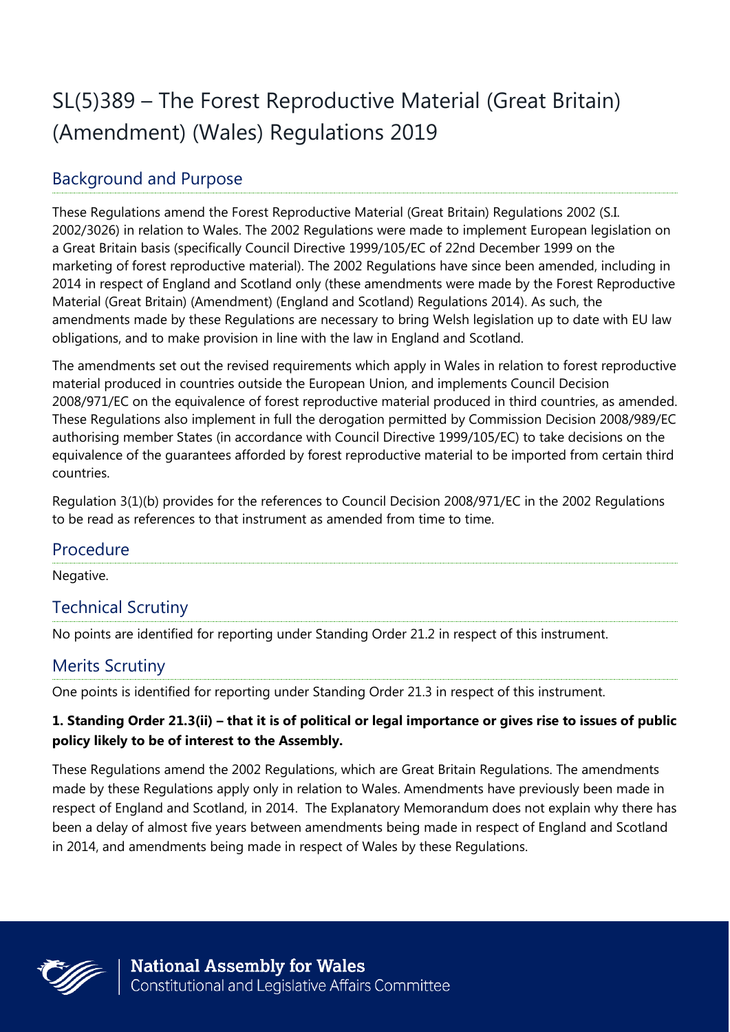# SL(5)389 – The Forest Reproductive Material (Great Britain) (Amendment) (Wales) Regulations 2019

## Background and Purpose

These Regulations amend the Forest Reproductive Material (Great Britain) Regulations 2002 (S.I. 2002/3026) in relation to Wales. The 2002 Regulations were made to implement European legislation on a Great Britain basis (specifically Council Directive 1999/105/EC of 22nd December 1999 on the marketing of forest reproductive material). The 2002 Regulations have since been amended, including in 2014 in respect of England and Scotland only (these amendments were made by the Forest Reproductive Material (Great Britain) (Amendment) (England and Scotland) Regulations 2014). As such, the amendments made by these Regulations are necessary to bring Welsh legislation up to date with EU law obligations, and to make provision in line with the law in England and Scotland.

The amendments set out the revised requirements which apply in Wales in relation to forest reproductive material produced in countries outside the European Union, and implements Council Decision 2008/971/EC on the equivalence of forest reproductive material produced in third countries, as amended. These Regulations also implement in full the derogation permitted by Commission Decision 2008/989/EC authorising member States (in accordance with Council Directive 1999/105/EC) to take decisions on the equivalence of the guarantees afforded by forest reproductive material to be imported from certain third countries.

Regulation 3(1)(b) provides for the references to Council Decision 2008/971/EC in the 2002 Regulations to be read as references to that instrument as amended from time to time.

## Procedure

Negative.

## Technical Scrutiny

No points are identified for reporting under Standing Order 21.2 in respect of this instrument.

## Merits Scrutiny

One points is identified for reporting under Standing Order 21.3 in respect of this instrument.

**1. Standing Order 21.3(ii) – that it is of political or legal importance or gives rise to issues of public policy likely to be of interest to the Assembly.**

These Regulations amend the 2002 Regulations, which are Great Britain Regulations. The amendments made by these Regulations apply only in relation to Wales. Amendments have previously been made in respect of England and Scotland, in 2014. The Explanatory Memorandum does not explain why there has been a delay of almost five years between amendments being made in respect of England and Scotland in 2014, and amendments being made in respect of Wales by these Regulations.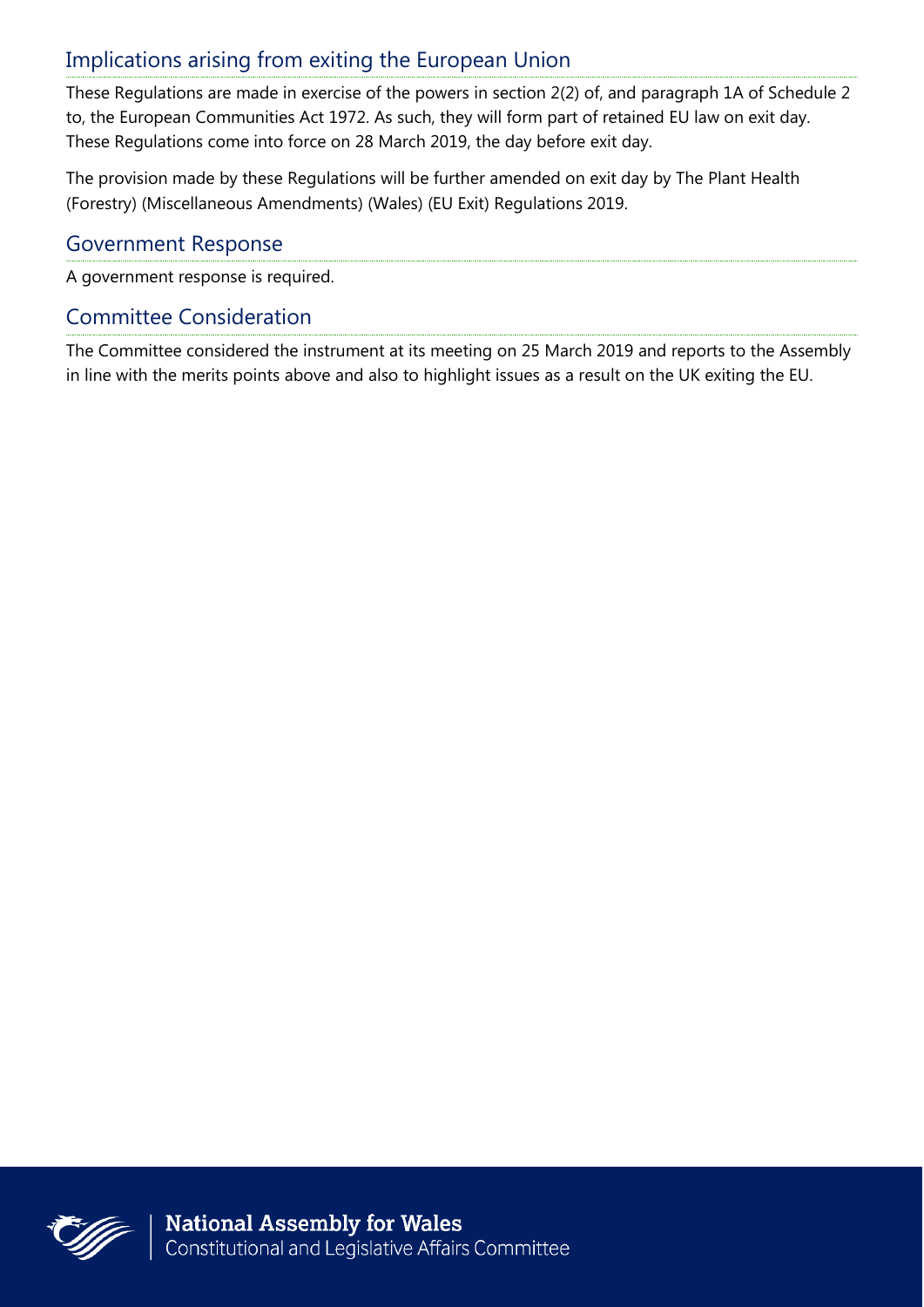## Implications arising from exiting the European Union

These Regulations are made in exercise of the powers in section 2(2) of, and paragraph 1A of Schedule 2 to, the European Communities Act 1972. As such, they will form part of retained EU law on exit day. These Regulations come into force on 28 March 2019, the day before exit day.

The provision made by these Regulations will be further amended on exit day by The Plant Health (Forestry) (Miscellaneous Amendments) (Wales) (EU Exit) Regulations 2019.

## Government Response

A government response is required.

## Committee Consideration

The Committee considered the instrument at its meeting on 25 March 2019 and reports to the Assembly in line with the merits points above and also to highlight issues as a result on the UK exiting the EU.